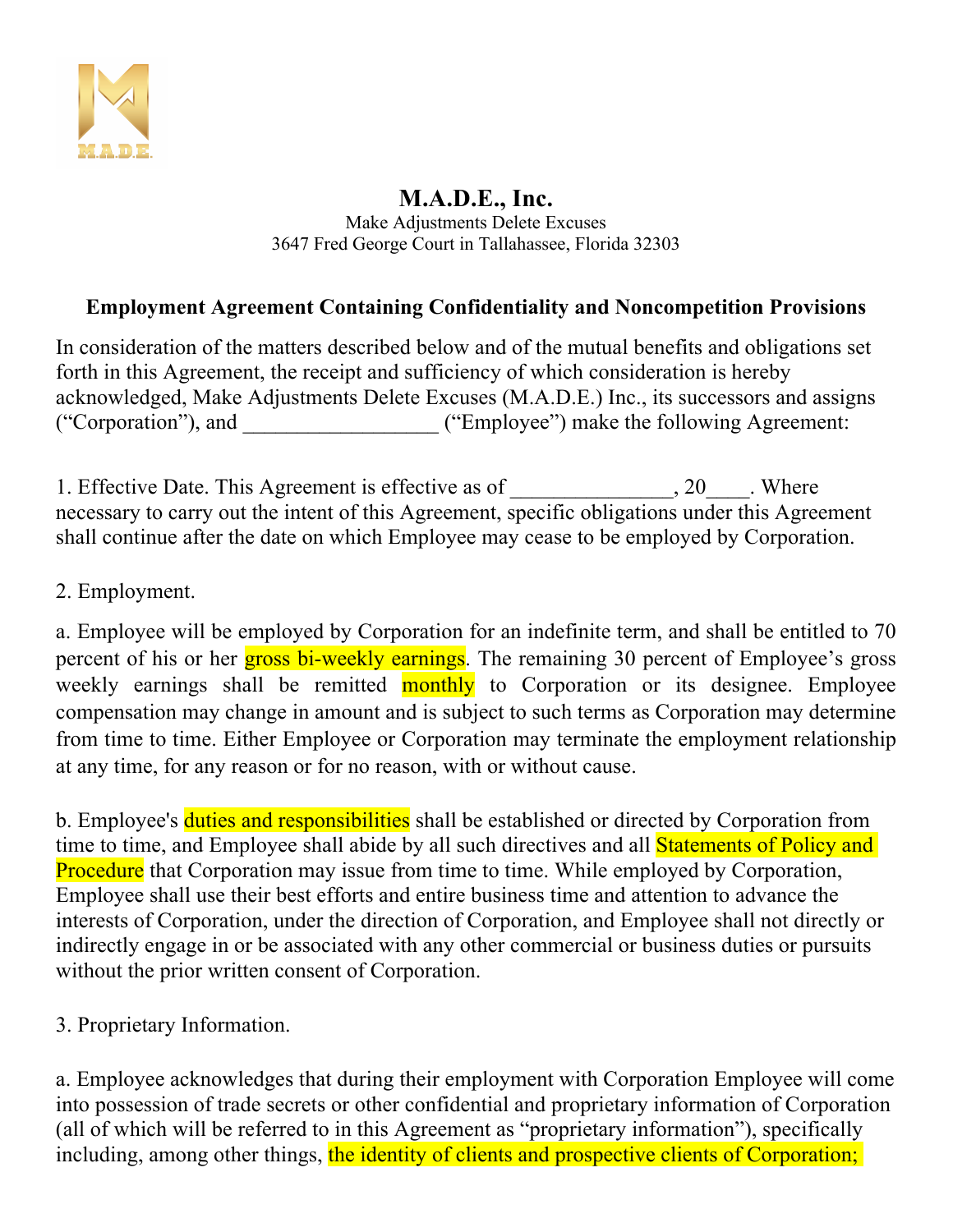# M.A.D.E., Inc.

Make Adjustments Delete Excuses
3647 Fred George Court in Tallahassee, Florida 32303

## Employment Agreement Containing Confidentiality and Noncompetition Provisions

In consideration of the matters described below and of the mutual benefits and obligations set forth in this Agreement, the receipt and sufficiency of which consideration is hereby acknowledged, Make Adjustments Delete Excuses (M.A.D.E.) Inc., its successors and assigns ("Corporation"), and __________________ ("Employee") make the following Agreement:

1. Effective Date. This Agreement is effective as of _______________, 20____. Where necessary to carry out the intent of this Agreement, specific obligations under this Agreement shall continue after the date on which Employee may cease to be employed by Corporation.

2. Employment.

a. Employee will be employed by Corporation for an indefinite term, and shall be entitled to 70 percent of his or her gross bi-weekly earnings. The remaining 30 percent of Employee's gross weekly earnings shall be remitted monthly to Corporation or its designee. Employee compensation may change in amount and is subject to such terms as Corporation may determine from time to time. Either Employee or Corporation may terminate the employment relationship at any time, for any reason or for no reason, with or without cause.

b. Employee's duties and responsibilities shall be established or directed by Corporation from time to time, and Employee shall abide by all such directives and all Statements of Policy and Procedure that Corporation may issue from time to time. While employed by Corporation, Employee shall use their best efforts and entire business time and attention to advance the interests of Corporation, under the direction of Corporation, and Employee shall not directly or indirectly engage in or be associated with any other commercial or business duties or pursuits without the prior written consent of Corporation.

3. Proprietary Information.

a. Employee acknowledges that during their employment with Corporation Employee will come into possession of trade secrets or other confidential and proprietary information of Corporation (all of which will be referred to in this Agreement as "proprietary information"), specifically including, among other things, the identity of clients and prospective clients of Corporation;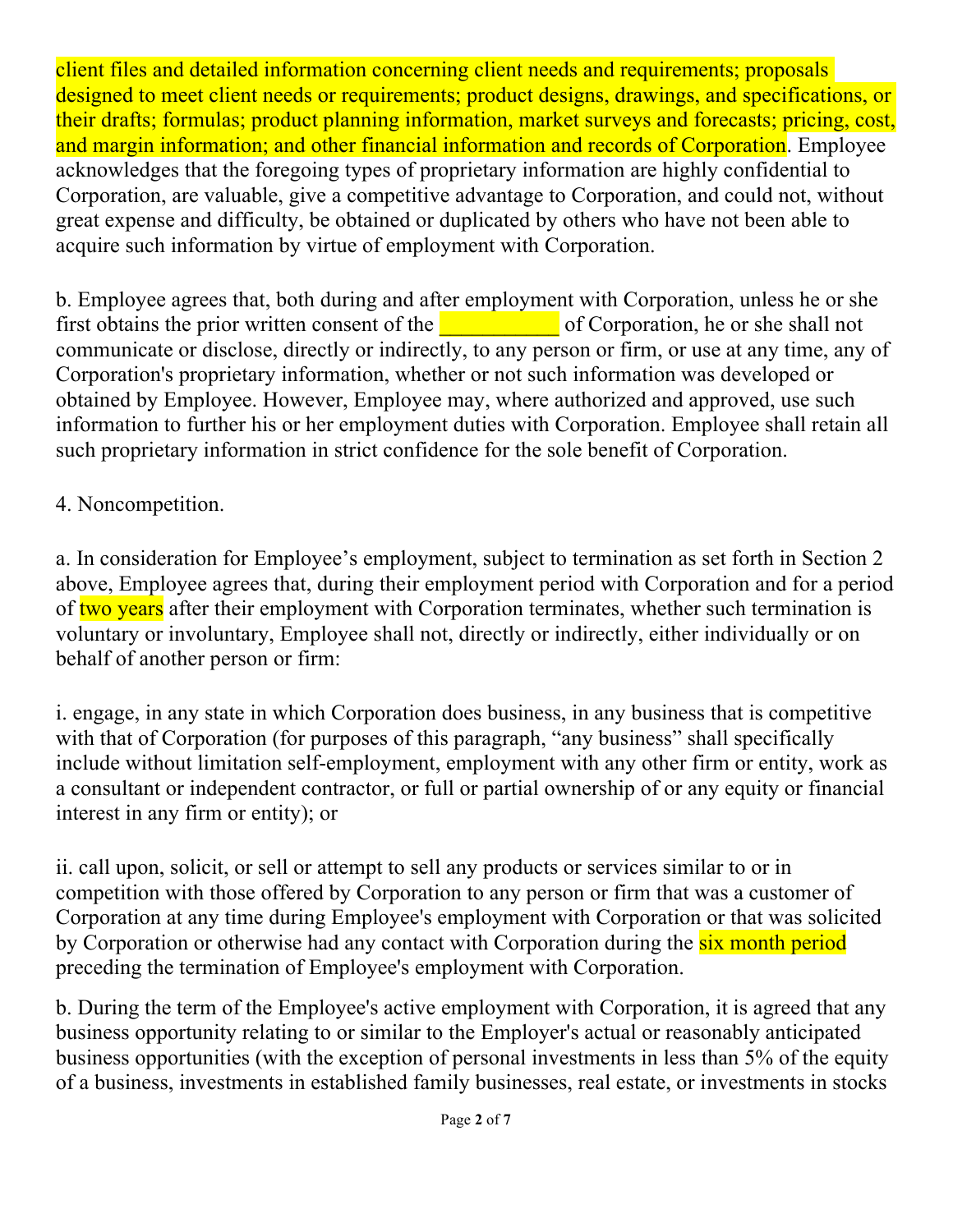client files and detailed information concerning client needs and requirements; proposals designed to meet client needs or requirements; product designs, drawings, and specifications, or their drafts; formulas; product planning information, market surveys and forecasts; pricing, cost, and margin information; and other financial information and records of Corporation. Employee acknowledges that the foregoing types of proprietary information are highly confidential to Corporation, are valuable, give a competitive advantage to Corporation, and could not, without great expense and difficulty, be obtained or duplicated by others who have not been able to acquire such information by virtue of employment with Corporation.

b. Employee agrees that, both during and after employment with Corporation, unless he or she first obtains the prior written consent of the ___________ of Corporation, he or she shall not communicate or disclose, directly or indirectly, to any person or firm, or use at any time, any of Corporation's proprietary information, whether or not such information was developed or obtained by Employee. However, Employee may, where authorized and approved, use such information to further his or her employment duties with Corporation. Employee shall retain all such proprietary information in strict confidence for the sole benefit of Corporation.

4. Noncompetition.

a. In consideration for Employee's employment, subject to termination as set forth in Section 2 above, Employee agrees that, during their employment period with Corporation and for a period of two years after their employment with Corporation terminates, whether such termination is voluntary or involuntary, Employee shall not, directly or indirectly, either individually or on behalf of another person or firm:

i. engage, in any state in which Corporation does business, in any business that is competitive with that of Corporation (for purposes of this paragraph, "any business" shall specifically include without limitation self-employment, employment with any other firm or entity, work as a consultant or independent contractor, or full or partial ownership of or any equity or financial interest in any firm or entity); or

ii. call upon, solicit, or sell or attempt to sell any products or services similar to or in competition with those offered by Corporation to any person or firm that was a customer of Corporation at any time during Employee's employment with Corporation or that was solicited by Corporation or otherwise had any contact with Corporation during the six month period preceding the termination of Employee's employment with Corporation.

b. During the term of the Employee's active employment with Corporation, it is agreed that any business opportunity relating to or similar to the Employer's actual or reasonably anticipated business opportunities (with the exception of personal investments in less than 5% of the equity of a business, investments in established family businesses, real estate, or investments in stocks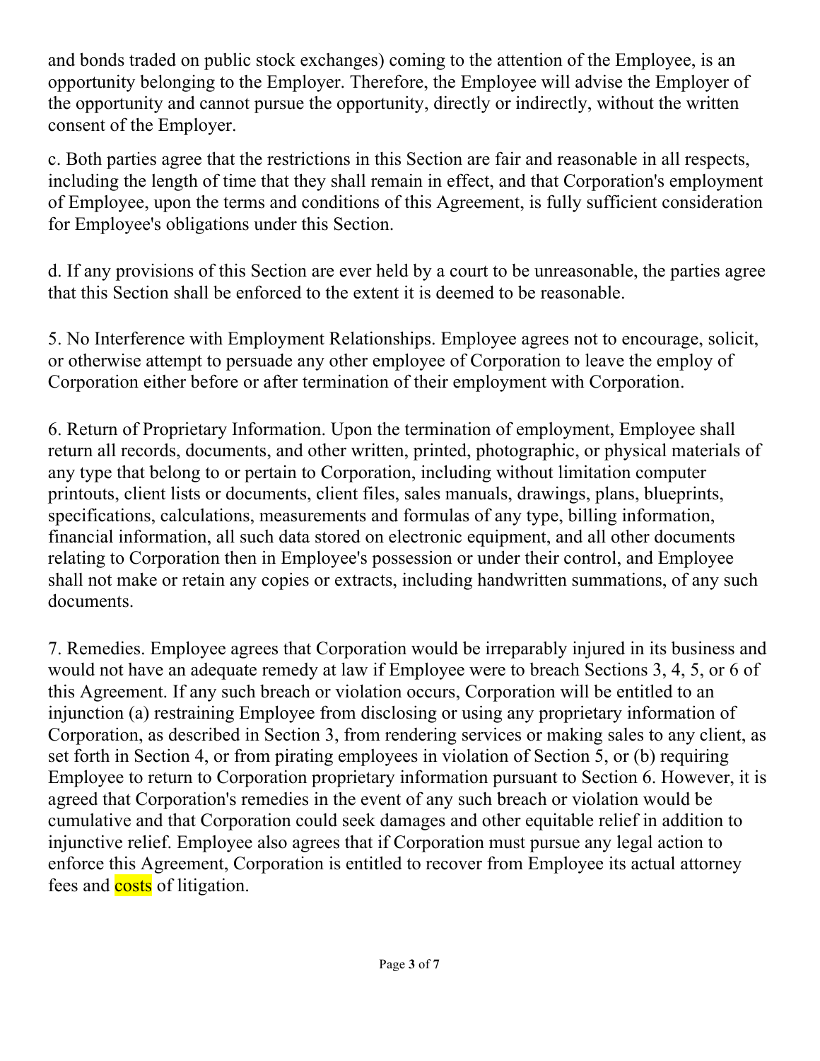and bonds traded on public stock exchanges) coming to the attention of the Employee, is an opportunity belonging to the Employer. Therefore, the Employee will advise the Employer of the opportunity and cannot pursue the opportunity, directly or indirectly, without the written consent of the Employer.

c. Both parties agree that the restrictions in this Section are fair and reasonable in all respects, including the length of time that they shall remain in effect, and that Corporation's employment of Employee, upon the terms and conditions of this Agreement, is fully sufficient consideration for Employee's obligations under this Section.

d. If any provisions of this Section are ever held by a court to be unreasonable, the parties agree that this Section shall be enforced to the extent it is deemed to be reasonable.

5. No Interference with Employment Relationships. Employee agrees not to encourage, solicit, or otherwise attempt to persuade any other employee of Corporation to leave the employ of Corporation either before or after termination of their employment with Corporation.

6. Return of Proprietary Information. Upon the termination of employment, Employee shall return all records, documents, and other written, printed, photographic, or physical materials of any type that belong to or pertain to Corporation, including without limitation computer printouts, client lists or documents, client files, sales manuals, drawings, plans, blueprints, specifications, calculations, measurements and formulas of any type, billing information, financial information, all such data stored on electronic equipment, and all other documents relating to Corporation then in Employee's possession or under their control, and Employee shall not make or retain any copies or extracts, including handwritten summations, of any such documents.

7. Remedies. Employee agrees that Corporation would be irreparably injured in its business and would not have an adequate remedy at law if Employee were to breach Sections 3, 4, 5, or 6 of this Agreement. If any such breach or violation occurs, Corporation will be entitled to an injunction (a) restraining Employee from disclosing or using any proprietary information of Corporation, as described in Section 3, from rendering services or making sales to any client, as set forth in Section 4, or from pirating employees in violation of Section 5, or (b) requiring Employee to return to Corporation proprietary information pursuant to Section 6. However, it is agreed that Corporation's remedies in the event of any such breach or violation would be cumulative and that Corporation could seek damages and other equitable relief in addition to injunctive relief. Employee also agrees that if Corporation must pursue any legal action to enforce this Agreement, Corporation is entitled to recover from Employee its actual attorney fees and costs of litigation.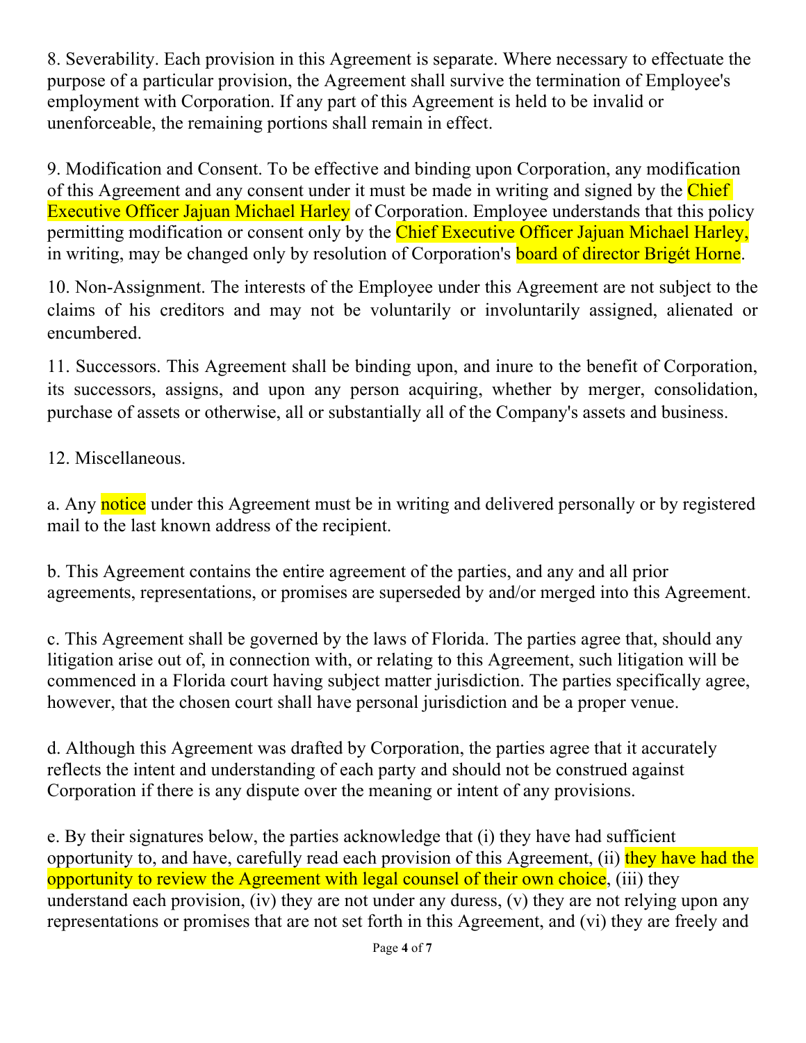8. Severability. Each provision in this Agreement is separate. Where necessary to effectuate the purpose of a particular provision, the Agreement shall survive the termination of Employee's employment with Corporation. If any part of this Agreement is held to be invalid or unenforceable, the remaining portions shall remain in effect.

9. Modification and Consent. To be effective and binding upon Corporation, any modification of this Agreement and any consent under it must be made in writing and signed by the Chief Executive Officer Jajuan Michael Harley of Corporation. Employee understands that this policy permitting modification or consent only by the Chief Executive Officer Jajuan Michael Harley, in writing, may be changed only by resolution of Corporation's board of director Brigét Horne.

10. Non-Assignment. The interests of the Employee under this Agreement are not subject to the claims of his creditors and may not be voluntarily or involuntarily assigned, alienated or encumbered.

11. Successors. This Agreement shall be binding upon, and inure to the benefit of Corporation, its successors, assigns, and upon any person acquiring, whether by merger, consolidation, purchase of assets or otherwise, all or substantially all of the Company's assets and business.

12. Miscellaneous.

a. Any notice under this Agreement must be in writing and delivered personally or by registered mail to the last known address of the recipient.

b. This Agreement contains the entire agreement of the parties, and any and all prior agreements, representations, or promises are superseded by and/or merged into this Agreement.

c. This Agreement shall be governed by the laws of Florida. The parties agree that, should any litigation arise out of, in connection with, or relating to this Agreement, such litigation will be commenced in a Florida court having subject matter jurisdiction. The parties specifically agree, however, that the chosen court shall have personal jurisdiction and be a proper venue.

d. Although this Agreement was drafted by Corporation, the parties agree that it accurately reflects the intent and understanding of each party and should not be construed against Corporation if there is any dispute over the meaning or intent of any provisions.

e. By their signatures below, the parties acknowledge that (i) they have had sufficient opportunity to, and have, carefully read each provision of this Agreement, (ii) they have had the opportunity to review the Agreement with legal counsel of their own choice, (iii) they understand each provision, (iv) they are not under any duress, (v) they are not relying upon any representations or promises that are not set forth in this Agreement, and (vi) they are freely and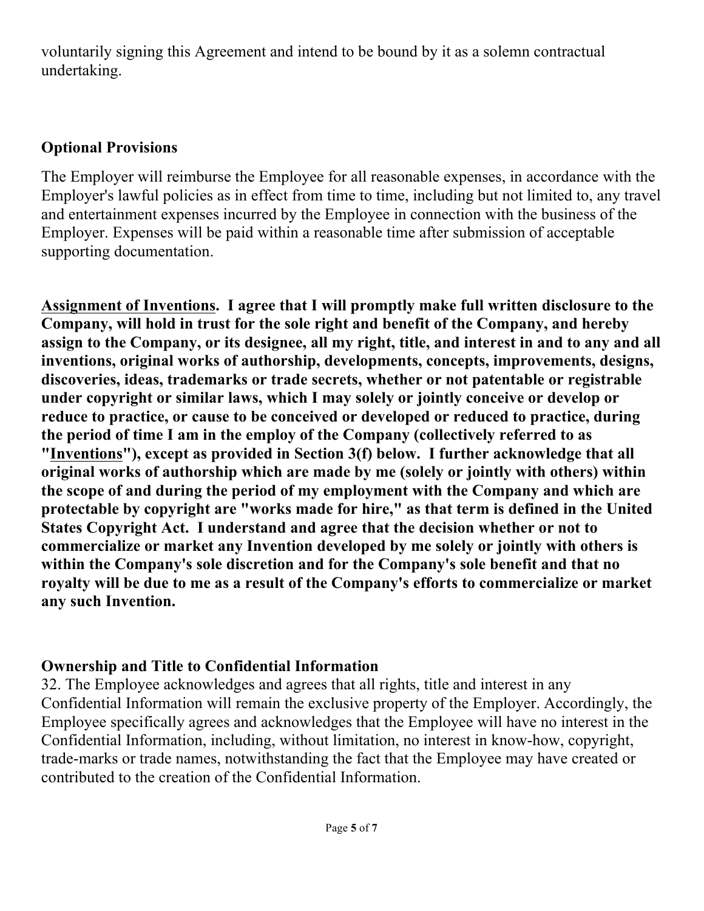voluntarily signing this Agreement and intend to be bound by it as a solemn contractual undertaking.

**Optional Provisions**

The Employer will reimburse the Employee for all reasonable expenses, in accordance with the Employer's lawful policies as in effect from time to time, including but not limited to, any travel and entertainment expenses incurred by the Employee in connection with the business of the Employer. Expenses will be paid within a reasonable time after submission of acceptable supporting documentation.

**<u>Assignment of Inventions</u>. I agree that I will promptly make full written disclosure to the Company, will hold in trust for the sole right and benefit of the Company, and hereby assign to the Company, or its designee, all my right, title, and interest in and to any and all inventions, original works of authorship, developments, concepts, improvements, designs, discoveries, ideas, trademarks or trade secrets, whether or not patentable or registrable under copyright or similar laws, which I may solely or jointly conceive or develop or reduce to practice, or cause to be conceived or developed or reduced to practice, during the period of time I am in the employ of the Company (collectively referred to as "<u>Inventions</u>"), except as provided in Section 3(f) below. I further acknowledge that all original works of authorship which are made by me (solely or jointly with others) within the scope of and during the period of my employment with the Company and which are protectable by copyright are "works made for hire," as that term is defined in the United States Copyright Act. I understand and agree that the decision whether or not to commercialize or market any Invention developed by me solely or jointly with others is within the Company's sole discretion and for the Company's sole benefit and that no royalty will be due to me as a result of the Company's efforts to commercialize or market any such Invention.**

**Ownership and Title to Confidential Information**

32. The Employee acknowledges and agrees that all rights, title and interest in any Confidential Information will remain the exclusive property of the Employer. Accordingly, the Employee specifically agrees and acknowledges that the Employee will have no interest in the Confidential Information, including, without limitation, no interest in know-how, copyright, trade-marks or trade names, notwithstanding the fact that the Employee may have created or contributed to the creation of the Confidential Information.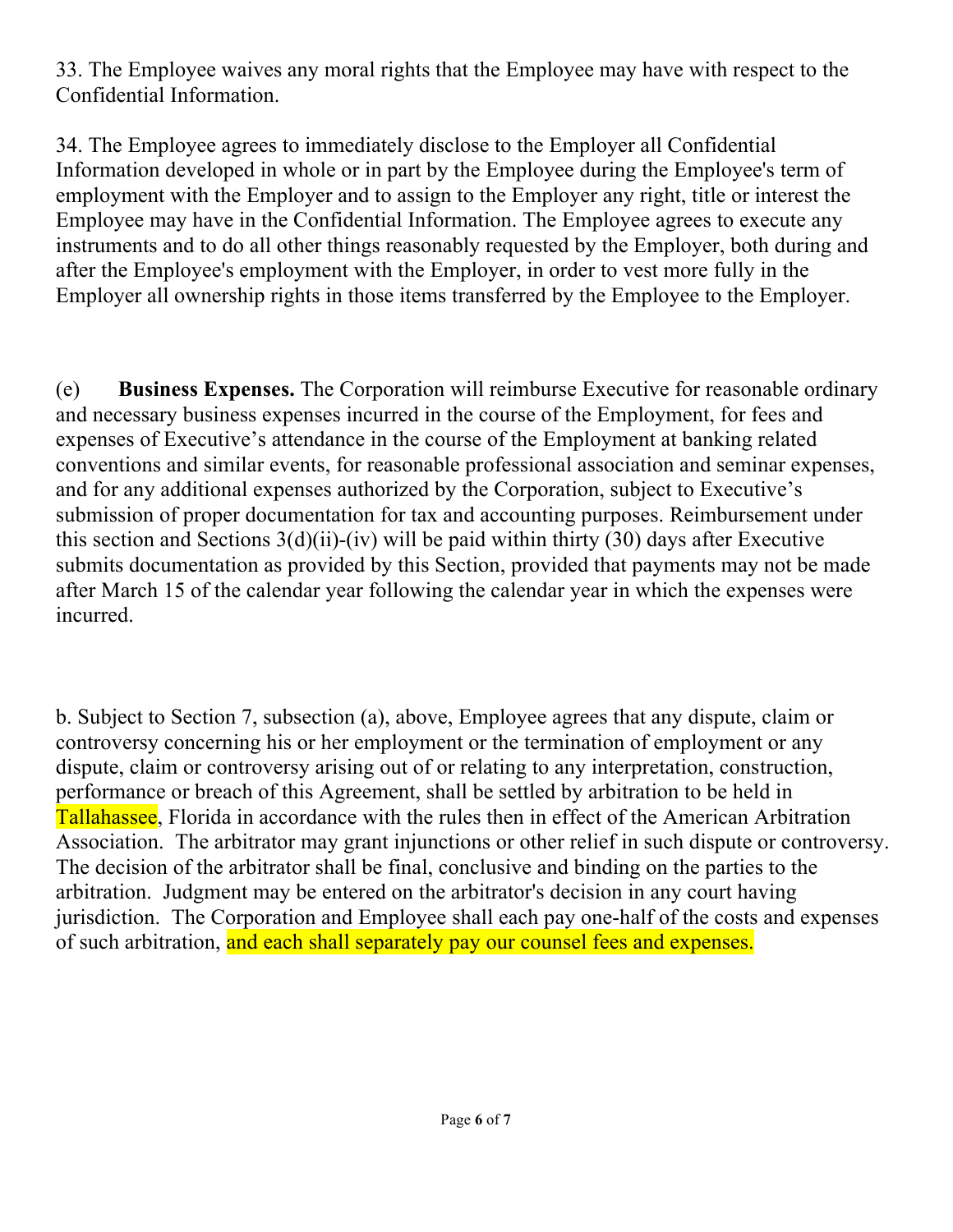33. The Employee waives any moral rights that the Employee may have with respect to the Confidential Information.

34. The Employee agrees to immediately disclose to the Employer all Confidential Information developed in whole or in part by the Employee during the Employee's term of employment with the Employer and to assign to the Employer any right, title or interest the Employee may have in the Confidential Information. The Employee agrees to execute any instruments and to do all other things reasonably requested by the Employer, both during and after the Employee's employment with the Employer, in order to vest more fully in the Employer all ownership rights in those items transferred by the Employee to the Employer.

(e) **Business Expenses.** The Corporation will reimburse Executive for reasonable ordinary and necessary business expenses incurred in the course of the Employment, for fees and expenses of Executive's attendance in the course of the Employment at banking related conventions and similar events, for reasonable professional association and seminar expenses, and for any additional expenses authorized by the Corporation, subject to Executive's submission of proper documentation for tax and accounting purposes. Reimbursement under this section and Sections 3(d)(ii)-(iv) will be paid within thirty (30) days after Executive submits documentation as provided by this Section, provided that payments may not be made after March 15 of the calendar year following the calendar year in which the expenses were incurred.

b. Subject to Section 7, subsection (a), above, Employee agrees that any dispute, claim or controversy concerning his or her employment or the termination of employment or any dispute, claim or controversy arising out of or relating to any interpretation, construction, performance or breach of this Agreement, shall be settled by arbitration to be held in Tallahassee, Florida in accordance with the rules then in effect of the American Arbitration Association. The arbitrator may grant injunctions or other relief in such dispute or controversy. The decision of the arbitrator shall be final, conclusive and binding on the parties to the arbitration. Judgment may be entered on the arbitrator's decision in any court having jurisdiction. The Corporation and Employee shall each pay one-half of the costs and expenses of such arbitration, and each shall separately pay our counsel fees and expenses.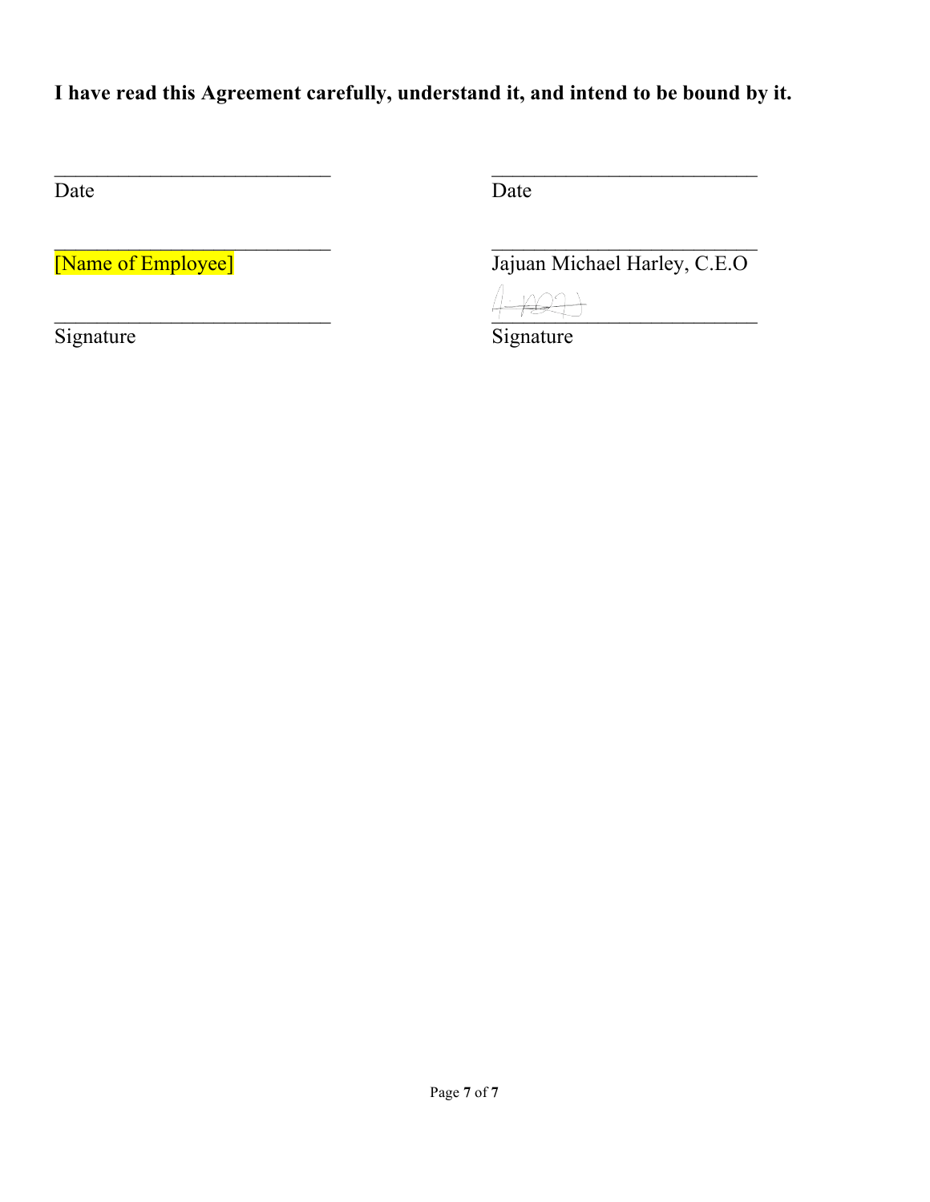**I have read this Agreement carefully, understand it, and intend to be bound by it.**

| | |
|---|---|
| ___________________________ | ___________________________ |
| Date | Date |
| ___________________________ | ___________________________ |
| [Name of Employee] | Jajuan Michael Harley, C.E.O |
| ___________________________ | ___________________________ |
| Signature | Signature |